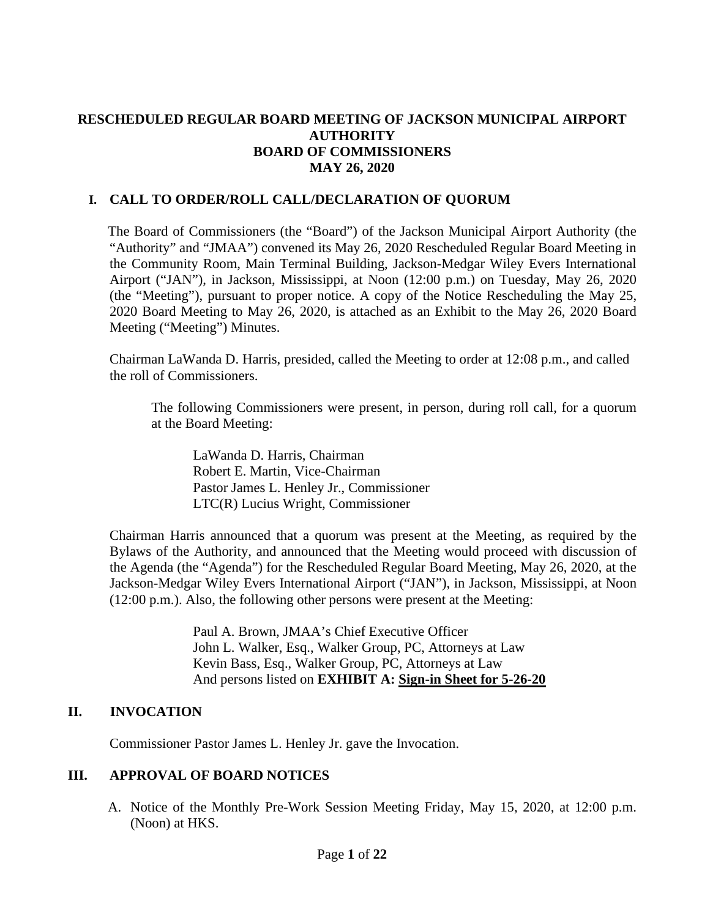# RESCHEDULED REGULAR BOARD MEETING OF JACKSON MUNICIPAL AIRPORT AUTHORITY
# BOARD OF COMMISSIONERS
# MAY 26, 2020

## I. CALL TO ORDER/ROLL CALL/DECLARATION OF QUORUM

The Board of Commissioners (the "Board") of the Jackson Municipal Airport Authority (the "Authority" and "JMAA") convened its May 26, 2020 Rescheduled Regular Board Meeting in the Community Room, Main Terminal Building, Jackson-Medgar Wiley Evers International Airport ("JAN"), in Jackson, Mississippi, at Noon (12:00 p.m.) on Tuesday, May 26, 2020 (the "Meeting"), pursuant to proper notice. A copy of the Notice Rescheduling the May 25, 2020 Board Meeting to May 26, 2020, is attached as an Exhibit to the May 26, 2020 Board Meeting ("Meeting") Minutes.

Chairman LaWanda D. Harris, presided, called the Meeting to order at 12:08 p.m., and called the roll of Commissioners.

The following Commissioners were present, in person, during roll call, for a quorum at the Board Meeting:

LaWanda D. Harris, Chairman
Robert E. Martin, Vice-Chairman
Pastor James L. Henley Jr., Commissioner
LTC(R) Lucius Wright, Commissioner

Chairman Harris announced that a quorum was present at the Meeting, as required by the Bylaws of the Authority, and announced that the Meeting would proceed with discussion of the Agenda (the "Agenda") for the Rescheduled Regular Board Meeting, May 26, 2020, at the Jackson-Medgar Wiley Evers International Airport ("JAN"), in Jackson, Mississippi, at Noon (12:00 p.m.). Also, the following other persons were present at the Meeting:

Paul A. Brown, JMAA's Chief Executive Officer
John L. Walker, Esq., Walker Group, PC, Attorneys at Law
Kevin Bass, Esq., Walker Group, PC, Attorneys at Law
And persons listed on **EXHIBIT A: Sign-in Sheet for 5-26-20**

## II. INVOCATION

Commissioner Pastor James L. Henley Jr. gave the Invocation.

## III. APPROVAL OF BOARD NOTICES

A. Notice of the Monthly Pre-Work Session Meeting Friday, May 15, 2020, at 12:00 p.m. (Noon) at HKS.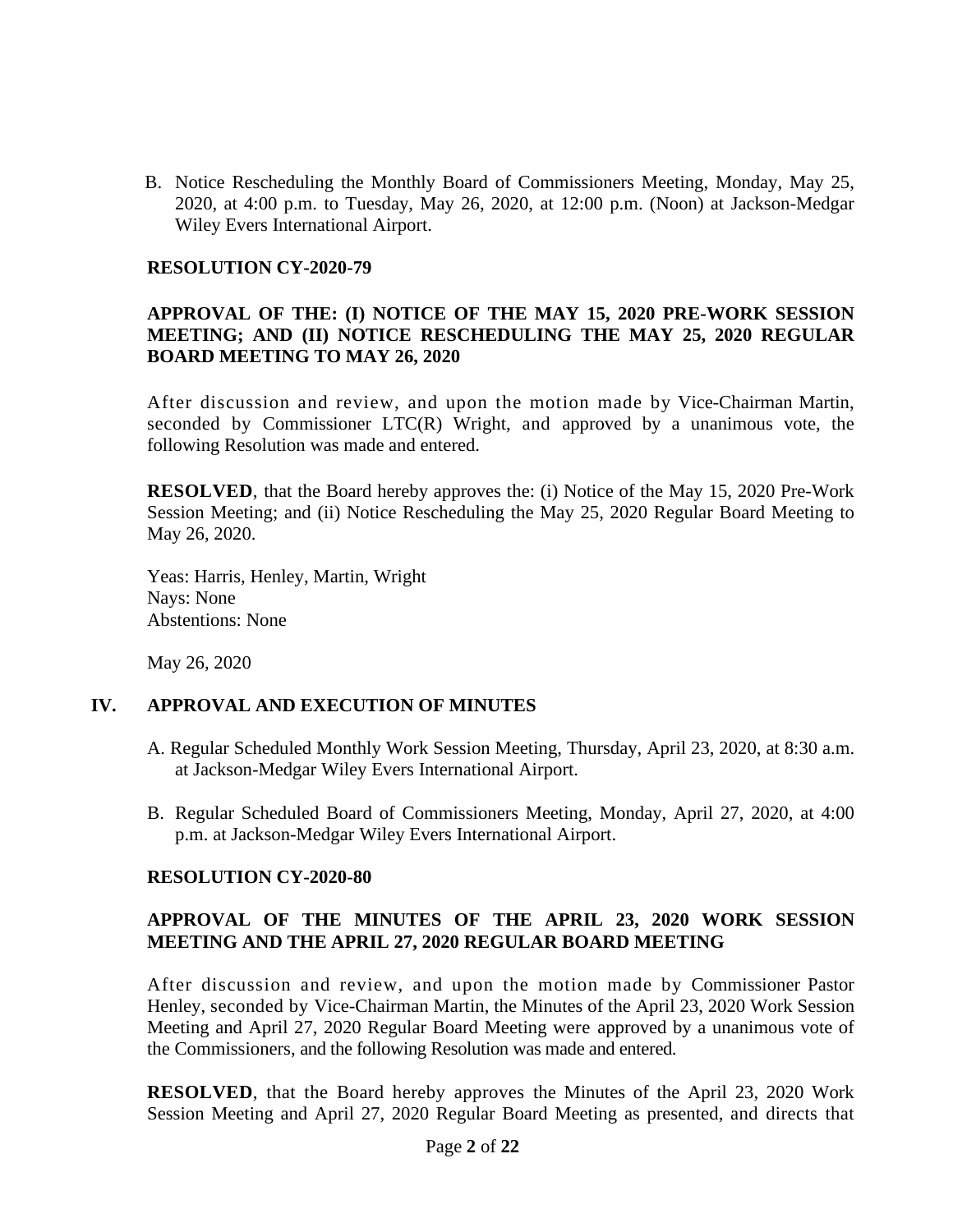B. Notice Rescheduling the Monthly Board of Commissioners Meeting, Monday, May 25, 2020, at 4:00 p.m. to Tuesday, May 26, 2020, at 12:00 p.m. (Noon) at Jackson-Medgar Wiley Evers International Airport.

**RESOLUTION CY-2020-79**

**APPROVAL OF THE: (I) NOTICE OF THE MAY 15, 2020 PRE-WORK SESSION MEETING; AND (II) NOTICE RESCHEDULING THE MAY 25, 2020 REGULAR BOARD MEETING TO MAY 26, 2020**

After discussion and review, and upon the motion made by Vice-Chairman Martin, seconded by Commissioner LTC(R) Wright, and approved by a unanimous vote, the following Resolution was made and entered.

**RESOLVED**, that the Board hereby approves the: (i) Notice of the May 15, 2020 Pre-Work Session Meeting; and (ii) Notice Rescheduling the May 25, 2020 Regular Board Meeting to May 26, 2020.

Yeas: Harris, Henley, Martin, Wright
Nays: None
Abstentions: None

May 26, 2020

## IV. APPROVAL AND EXECUTION OF MINUTES

A. Regular Scheduled Monthly Work Session Meeting, Thursday, April 23, 2020, at 8:30 a.m. at Jackson-Medgar Wiley Evers International Airport.

B. Regular Scheduled Board of Commissioners Meeting, Monday, April 27, 2020, at 4:00 p.m. at Jackson-Medgar Wiley Evers International Airport.

**RESOLUTION CY-2020-80**

**APPROVAL OF THE MINUTES OF THE APRIL 23, 2020 WORK SESSION MEETING AND THE APRIL 27, 2020 REGULAR BOARD MEETING**

After discussion and review, and upon the motion made by Commissioner Pastor Henley, seconded by Vice-Chairman Martin, the Minutes of the April 23, 2020 Work Session Meeting and April 27, 2020 Regular Board Meeting were approved by a unanimous vote of the Commissioners, and the following Resolution was made and entered.

**RESOLVED**, that the Board hereby approves the Minutes of the April 23, 2020 Work Session Meeting and April 27, 2020 Regular Board Meeting as presented, and directs that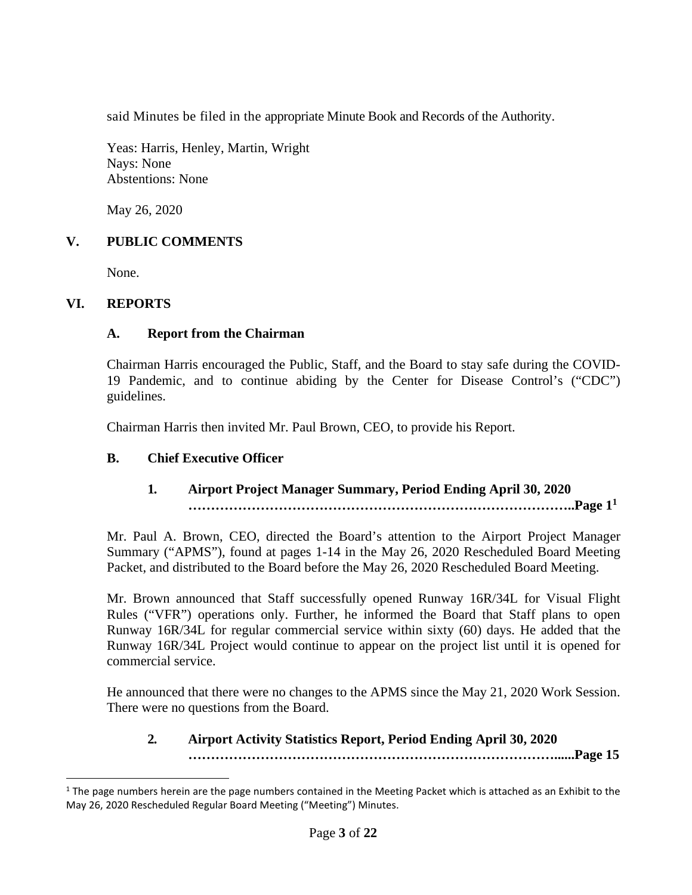said Minutes be filed in the appropriate Minute Book and Records of the Authority.

Yeas: Harris, Henley, Martin, Wright
Nays: None
Abstentions: None

May 26, 2020

## V. PUBLIC COMMENTS

None.

## VI. REPORTS

### A. Report from the Chairman

Chairman Harris encouraged the Public, Staff, and the Board to stay safe during the COVID-19 Pandemic, and to continue abiding by the Center for Disease Control's ("CDC") guidelines.

Chairman Harris then invited Mr. Paul Brown, CEO, to provide his Report.

### B. Chief Executive Officer

#### 1. Airport Project Manager Summary, Period Ending April 30, 2020 ……………………………………………………………………………..Page 1[1]

Mr. Paul A. Brown, CEO, directed the Board's attention to the Airport Project Manager Summary ("APMS"), found at pages 1-14 in the May 26, 2020 Rescheduled Board Meeting Packet, and distributed to the Board before the May 26, 2020 Rescheduled Board Meeting.

Mr. Brown announced that Staff successfully opened Runway 16R/34L for Visual Flight Rules ("VFR") operations only. Further, he informed the Board that Staff plans to open Runway 16R/34L for regular commercial service within sixty (60) days. He added that the Runway 16R/34L Project would continue to appear on the project list until it is opened for commercial service.

He announced that there were no changes to the APMS since the May 21, 2020 Work Session. There were no questions from the Board.

#### 2. Airport Activity Statistics Report, Period Ending April 30, 2020 ……………………………………………………………………….....Page 15

---

[1] The page numbers herein are the page numbers contained in the Meeting Packet which is attached as an Exhibit to the May 26, 2020 Rescheduled Regular Board Meeting ("Meeting") Minutes.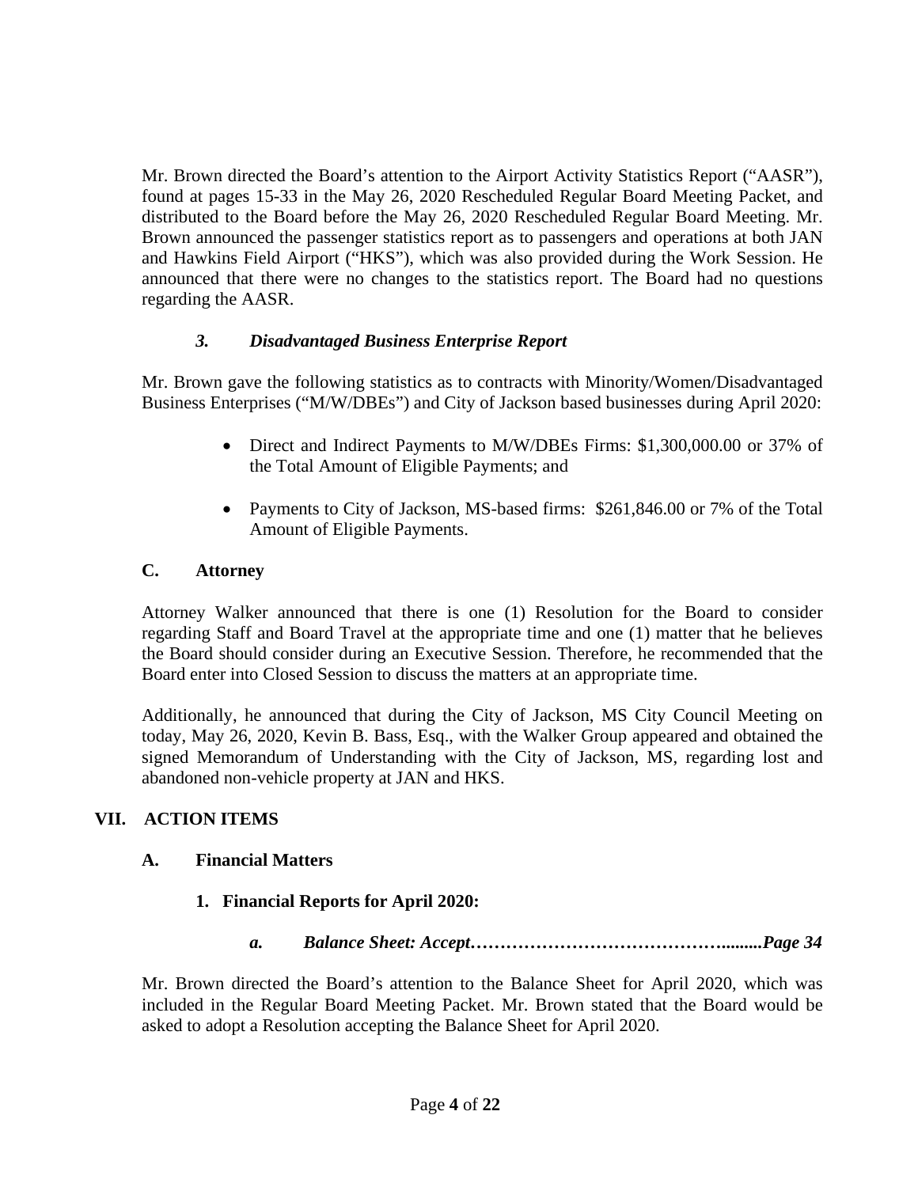Mr. Brown directed the Board's attention to the Airport Activity Statistics Report ("AASR"), found at pages 15-33 in the May 26, 2020 Rescheduled Regular Board Meeting Packet, and distributed to the Board before the May 26, 2020 Rescheduled Regular Board Meeting. Mr. Brown announced the passenger statistics report as to passengers and operations at both JAN and Hawkins Field Airport ("HKS"), which was also provided during the Work Session. He announced that there were no changes to the statistics report. The Board had no questions regarding the AASR.

### *3. Disadvantaged Business Enterprise Report*

Mr. Brown gave the following statistics as to contracts with Minority/Women/Disadvantaged Business Enterprises ("M/W/DBEs") and City of Jackson based businesses during April 2020:

- Direct and Indirect Payments to M/W/DBEs Firms: $1,300,000.00 or 37% of the Total Amount of Eligible Payments; and
- Payments to City of Jackson, MS-based firms: $261,846.00 or 7% of the Total Amount of Eligible Payments.

### C. Attorney

Attorney Walker announced that there is one (1) Resolution for the Board to consider regarding Staff and Board Travel at the appropriate time and one (1) matter that he believes the Board should consider during an Executive Session. Therefore, he recommended that the Board enter into Closed Session to discuss the matters at an appropriate time.

Additionally, he announced that during the City of Jackson, MS City Council Meeting on today, May 26, 2020, Kevin B. Bass, Esq., with the Walker Group appeared and obtained the signed Memorandum of Understanding with the City of Jackson, MS, regarding lost and abandoned non-vehicle property at JAN and HKS.

## VII. ACTION ITEMS

### A. Financial Matters

#### 1. Financial Reports for April 2020:

***a. Balance Sheet: Accept……………………………………….........Page 34***

Mr. Brown directed the Board's attention to the Balance Sheet for April 2020, which was included in the Regular Board Meeting Packet. Mr. Brown stated that the Board would be asked to adopt a Resolution accepting the Balance Sheet for April 2020.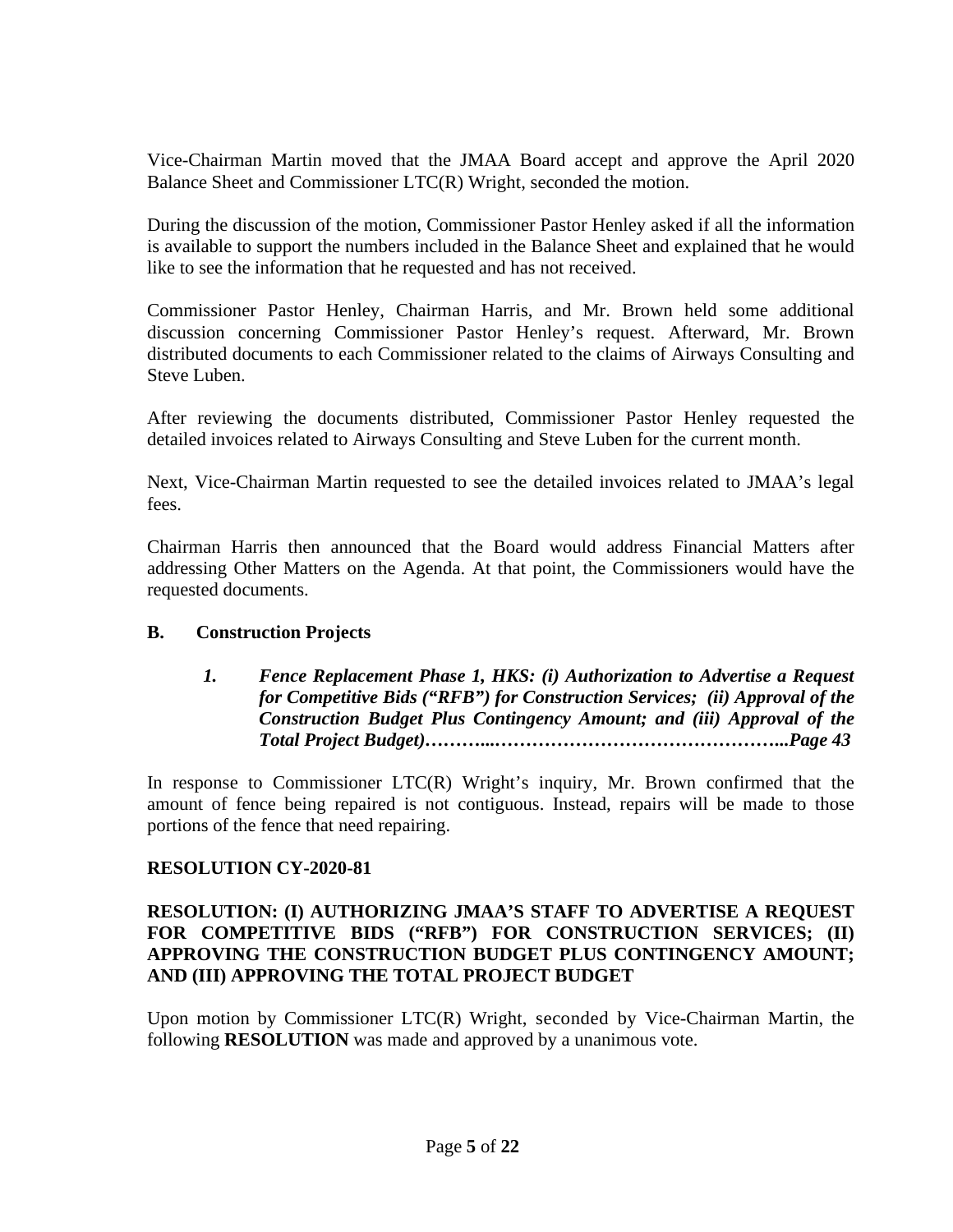Vice-Chairman Martin moved that the JMAA Board accept and approve the April 2020 Balance Sheet and Commissioner LTC(R) Wright, seconded the motion.

During the discussion of the motion, Commissioner Pastor Henley asked if all the information is available to support the numbers included in the Balance Sheet and explained that he would like to see the information that he requested and has not received.

Commissioner Pastor Henley, Chairman Harris, and Mr. Brown held some additional discussion concerning Commissioner Pastor Henley's request. Afterward, Mr. Brown distributed documents to each Commissioner related to the claims of Airways Consulting and Steve Luben.

After reviewing the documents distributed, Commissioner Pastor Henley requested the detailed invoices related to Airways Consulting and Steve Luben for the current month.

Next, Vice-Chairman Martin requested to see the detailed invoices related to JMAA's legal fees.

Chairman Harris then announced that the Board would address Financial Matters after addressing Other Matters on the Agenda. At that point, the Commissioners would have the requested documents.

### B. Construction Projects

1. ***Fence Replacement Phase 1, HKS: (i) Authorization to Advertise a Request for Competitive Bids ("RFB") for Construction Services; (ii) Approval of the Construction Budget Plus Contingency Amount; and (iii) Approval of the Total Project Budget)………..………………………………………...Page 43***

In response to Commissioner LTC(R) Wright's inquiry, Mr. Brown confirmed that the amount of fence being repaired is not contiguous. Instead, repairs will be made to those portions of the fence that need repairing.

**RESOLUTION CY-2020-81**

**RESOLUTION: (I) AUTHORIZING JMAA'S STAFF TO ADVERTISE A REQUEST FOR COMPETITIVE BIDS ("RFB") FOR CONSTRUCTION SERVICES; (II) APPROVING THE CONSTRUCTION BUDGET PLUS CONTINGENCY AMOUNT; AND (III) APPROVING THE TOTAL PROJECT BUDGET**

Upon motion by Commissioner LTC(R) Wright, seconded by Vice-Chairman Martin, the following **RESOLUTION** was made and approved by a unanimous vote.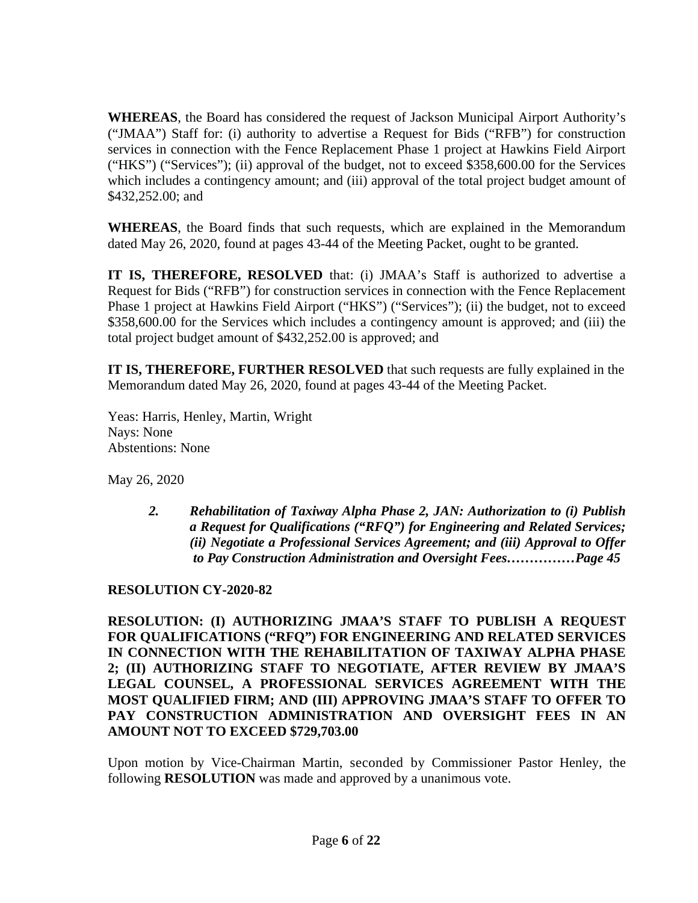**WHEREAS**, the Board has considered the request of Jackson Municipal Airport Authority's ("JMAA") Staff for: (i) authority to advertise a Request for Bids ("RFB") for construction services in connection with the Fence Replacement Phase 1 project at Hawkins Field Airport ("HKS") ("Services"); (ii) approval of the budget, not to exceed $358,600.00 for the Services which includes a contingency amount; and (iii) approval of the total project budget amount of $432,252.00; and

**WHEREAS**, the Board finds that such requests, which are explained in the Memorandum dated May 26, 2020, found at pages 43-44 of the Meeting Packet, ought to be granted.

**IT IS, THEREFORE, RESOLVED** that: (i) JMAA's Staff is authorized to advertise a Request for Bids ("RFB") for construction services in connection with the Fence Replacement Phase 1 project at Hawkins Field Airport ("HKS") ("Services"); (ii) the budget, not to exceed $358,600.00 for the Services which includes a contingency amount is approved; and (iii) the total project budget amount of $432,252.00 is approved; and

**IT IS, THEREFORE, FURTHER RESOLVED** that such requests are fully explained in the Memorandum dated May 26, 2020, found at pages 43-44 of the Meeting Packet.

Yeas: Harris, Henley, Martin, Wright
Nays: None
Abstentions: None

May 26, 2020

> ***2. Rehabilitation of Taxiway Alpha Phase 2, JAN: Authorization to (i) Publish a Request for Qualifications ("RFQ") for Engineering and Related Services; (ii) Negotiate a Professional Services Agreement; and (iii) Approval to Offer to Pay Construction Administration and Oversight Fees……………Page 45***

**RESOLUTION CY-2020-82**

**RESOLUTION: (I) AUTHORIZING JMAA'S STAFF TO PUBLISH A REQUEST FOR QUALIFICATIONS ("RFQ") FOR ENGINEERING AND RELATED SERVICES IN CONNECTION WITH THE REHABILITATION OF TAXIWAY ALPHA PHASE 2; (II) AUTHORIZING STAFF TO NEGOTIATE, AFTER REVIEW BY JMAA'S LEGAL COUNSEL, A PROFESSIONAL SERVICES AGREEMENT WITH THE MOST QUALIFIED FIRM; AND (III) APPROVING JMAA'S STAFF TO OFFER TO PAY CONSTRUCTION ADMINISTRATION AND OVERSIGHT FEES IN AN AMOUNT NOT TO EXCEED $729,703.00**

Upon motion by Vice-Chairman Martin, seconded by Commissioner Pastor Henley, the following **RESOLUTION** was made and approved by a unanimous vote.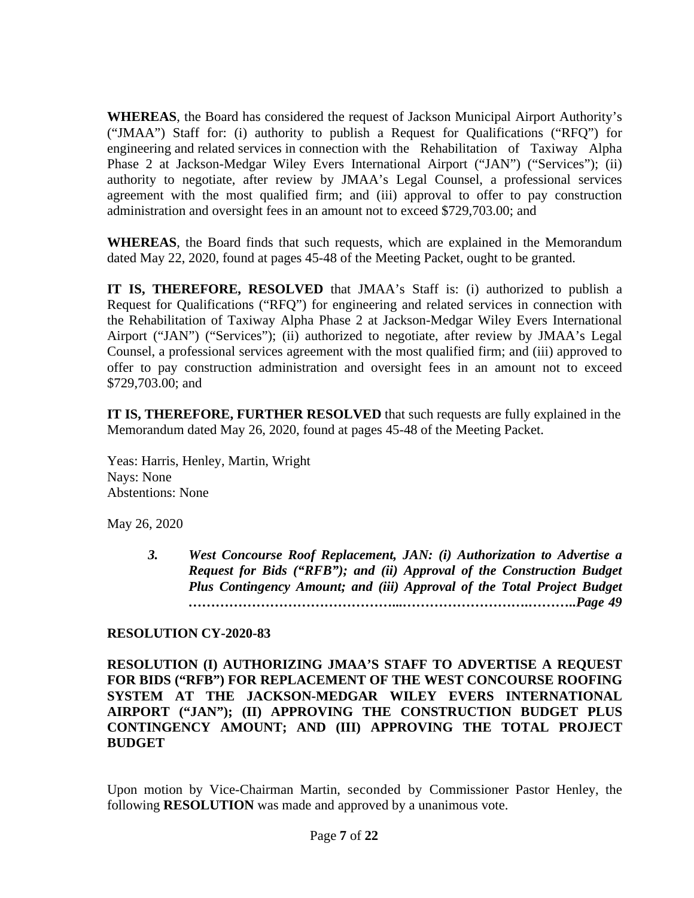**WHEREAS**, the Board has considered the request of Jackson Municipal Airport Authority's ("JMAA") Staff for: (i) authority to publish a Request for Qualifications ("RFQ") for engineering and related services in connection with the Rehabilitation of Taxiway Alpha Phase 2 at Jackson-Medgar Wiley Evers International Airport ("JAN") ("Services"); (ii) authority to negotiate, after review by JMAA's Legal Counsel, a professional services agreement with the most qualified firm; and (iii) approval to offer to pay construction administration and oversight fees in an amount not to exceed $729,703.00; and

**WHEREAS**, the Board finds that such requests, which are explained in the Memorandum dated May 22, 2020, found at pages 45-48 of the Meeting Packet, ought to be granted.

**IT IS, THEREFORE, RESOLVED** that JMAA's Staff is: (i) authorized to publish a Request for Qualifications ("RFQ") for engineering and related services in connection with the Rehabilitation of Taxiway Alpha Phase 2 at Jackson-Medgar Wiley Evers International Airport ("JAN") ("Services"); (ii) authorized to negotiate, after review by JMAA's Legal Counsel, a professional services agreement with the most qualified firm; and (iii) approved to offer to pay construction administration and oversight fees in an amount not to exceed $729,703.00; and

**IT IS, THEREFORE, FURTHER RESOLVED** that such requests are fully explained in the Memorandum dated May 26, 2020, found at pages 45-48 of the Meeting Packet.

Yeas: Harris, Henley, Martin, Wright
Nays: None
Abstentions: None

May 26, 2020

> ***3. West Concourse Roof Replacement, JAN: (i) Authorization to Advertise a Request for Bids ("RFB"); and (ii) Approval of the Construction Budget Plus Contingency Amount; and (iii) Approval of the Total Project Budget ……………………………………...……………………….………..Page 49***

**RESOLUTION CY-2020-83**

**RESOLUTION (I) AUTHORIZING JMAA'S STAFF TO ADVERTISE A REQUEST FOR BIDS ("RFB") FOR REPLACEMENT OF THE WEST CONCOURSE ROOFING SYSTEM AT THE JACKSON-MEDGAR WILEY EVERS INTERNATIONAL AIRPORT ("JAN"); (II) APPROVING THE CONSTRUCTION BUDGET PLUS CONTINGENCY AMOUNT; AND (III) APPROVING THE TOTAL PROJECT BUDGET**

Upon motion by Vice-Chairman Martin, seconded by Commissioner Pastor Henley, the following **RESOLUTION** was made and approved by a unanimous vote.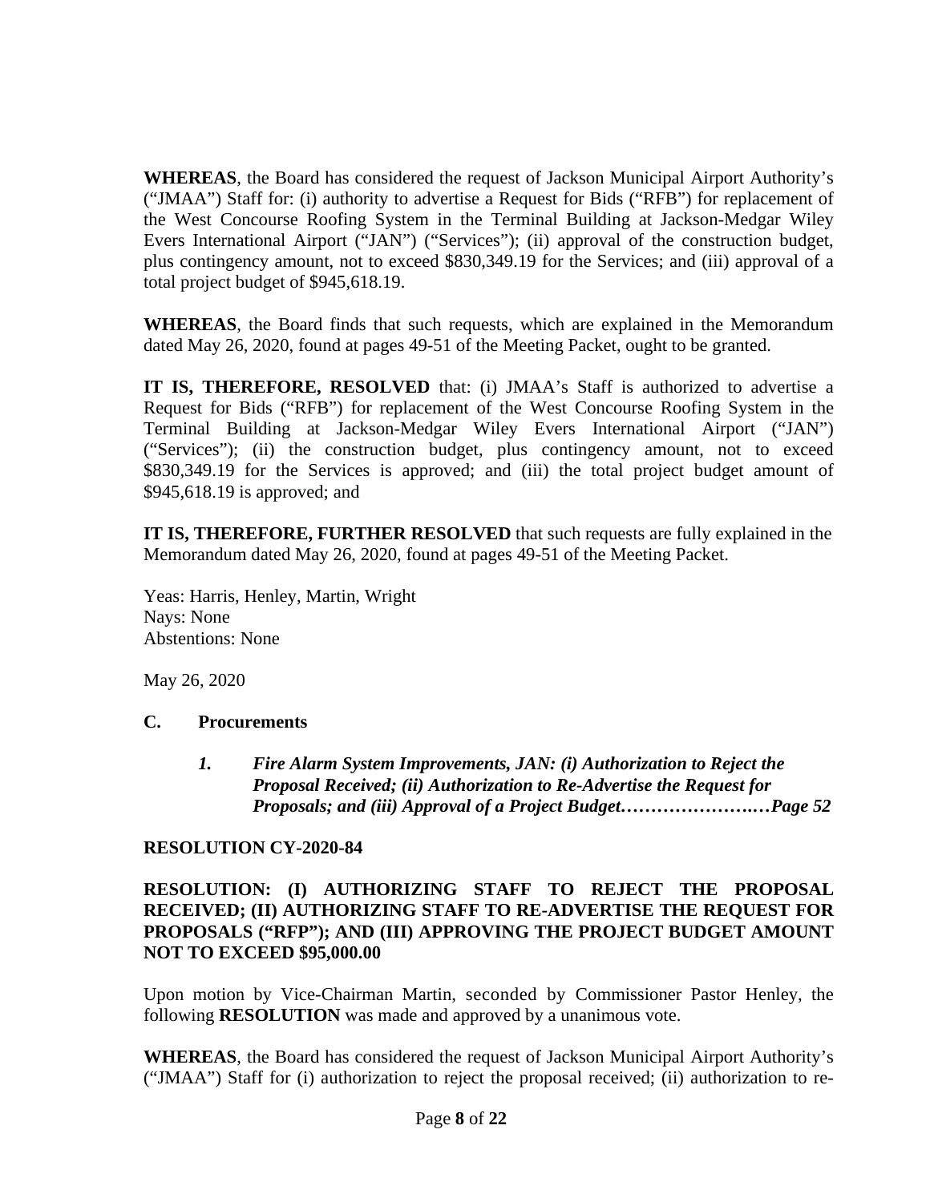**WHEREAS**, the Board has considered the request of Jackson Municipal Airport Authority's ("JMAA") Staff for: (i) authority to advertise a Request for Bids ("RFB") for replacement of the West Concourse Roofing System in the Terminal Building at Jackson-Medgar Wiley Evers International Airport ("JAN") ("Services"); (ii) approval of the construction budget, plus contingency amount, not to exceed $830,349.19 for the Services; and (iii) approval of a total project budget of $945,618.19.

**WHEREAS**, the Board finds that such requests, which are explained in the Memorandum dated May 26, 2020, found at pages 49-51 of the Meeting Packet, ought to be granted.

**IT IS, THEREFORE, RESOLVED** that: (i) JMAA's Staff is authorized to advertise a Request for Bids ("RFB") for replacement of the West Concourse Roofing System in the Terminal Building at Jackson-Medgar Wiley Evers International Airport ("JAN") ("Services"); (ii) the construction budget, plus contingency amount, not to exceed $830,349.19 for the Services is approved; and (iii) the total project budget amount of $945,618.19 is approved; and

**IT IS, THEREFORE, FURTHER RESOLVED** that such requests are fully explained in the Memorandum dated May 26, 2020, found at pages 49-51 of the Meeting Packet.

Yeas: Harris, Henley, Martin, Wright
Nays: None
Abstentions: None

May 26, 2020

### C. Procurements

***1. Fire Alarm System Improvements, JAN: (i) Authorization to Reject the Proposal Received; (ii) Authorization to Re-Advertise the Request for Proposals; and (iii) Approval of a Project Budget……………………Page 52***

**RESOLUTION CY-2020-84**

**RESOLUTION: (I) AUTHORIZING STAFF TO REJECT THE PROPOSAL RECEIVED; (II) AUTHORIZING STAFF TO RE-ADVERTISE THE REQUEST FOR PROPOSALS ("RFP"); AND (III) APPROVING THE PROJECT BUDGET AMOUNT NOT TO EXCEED $95,000.00**

Upon motion by Vice-Chairman Martin, seconded by Commissioner Pastor Henley, the following **RESOLUTION** was made and approved by a unanimous vote.

**WHEREAS**, the Board has considered the request of Jackson Municipal Airport Authority's ("JMAA") Staff for (i) authorization to reject the proposal received; (ii) authorization to re-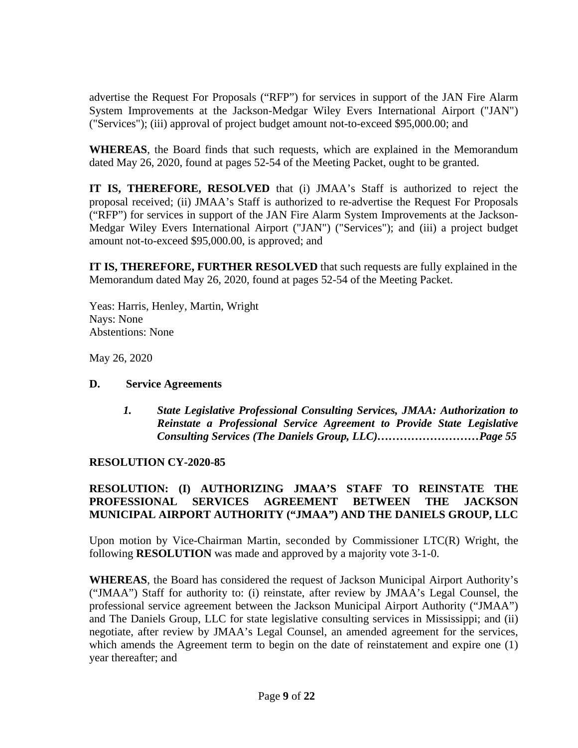advertise the Request For Proposals ("RFP") for services in support of the JAN Fire Alarm System Improvements at the Jackson-Medgar Wiley Evers International Airport ("JAN") ("Services"); (iii) approval of project budget amount not-to-exceed $95,000.00; and

**WHEREAS**, the Board finds that such requests, which are explained in the Memorandum dated May 26, 2020, found at pages 52-54 of the Meeting Packet, ought to be granted.

**IT IS, THEREFORE, RESOLVED** that (i) JMAA's Staff is authorized to reject the proposal received; (ii) JMAA's Staff is authorized to re-advertise the Request For Proposals ("RFP") for services in support of the JAN Fire Alarm System Improvements at the Jackson-Medgar Wiley Evers International Airport ("JAN") ("Services"); and (iii) a project budget amount not-to-exceed $95,000.00, is approved; and

**IT IS, THEREFORE, FURTHER RESOLVED** that such requests are fully explained in the Memorandum dated May 26, 2020, found at pages 52-54 of the Meeting Packet.

Yeas: Harris, Henley, Martin, Wright
Nays: None
Abstentions: None

May 26, 2020

### D. Service Agreements

***1. State Legislative Professional Consulting Services, JMAA: Authorization to Reinstate a Professional Service Agreement to Provide State Legislative Consulting Services (The Daniels Group, LLC)………………………Page 55***

**RESOLUTION CY-2020-85**

**RESOLUTION: (I) AUTHORIZING JMAA'S STAFF TO REINSTATE THE PROFESSIONAL SERVICES AGREEMENT BETWEEN THE JACKSON MUNICIPAL AIRPORT AUTHORITY ("JMAA") AND THE DANIELS GROUP, LLC**

Upon motion by Vice-Chairman Martin, seconded by Commissioner LTC(R) Wright, the following **RESOLUTION** was made and approved by a majority vote 3-1-0.

**WHEREAS**, the Board has considered the request of Jackson Municipal Airport Authority's ("JMAA") Staff for authority to: (i) reinstate, after review by JMAA's Legal Counsel, the professional service agreement between the Jackson Municipal Airport Authority ("JMAA") and The Daniels Group, LLC for state legislative consulting services in Mississippi; and (ii) negotiate, after review by JMAA's Legal Counsel, an amended agreement for the services, which amends the Agreement term to begin on the date of reinstatement and expire one (1) year thereafter; and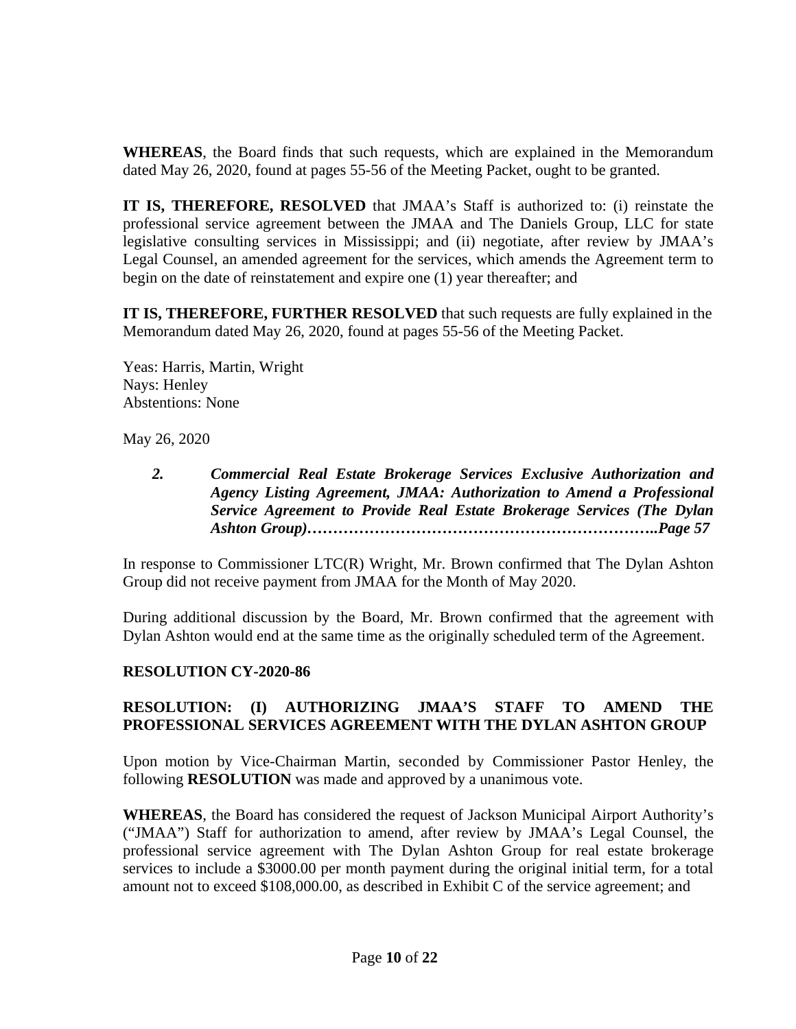**WHEREAS**, the Board finds that such requests, which are explained in the Memorandum dated May 26, 2020, found at pages 55-56 of the Meeting Packet, ought to be granted.

**IT IS, THEREFORE, RESOLVED** that JMAA's Staff is authorized to: (i) reinstate the professional service agreement between the JMAA and The Daniels Group, LLC for state legislative consulting services in Mississippi; and (ii) negotiate, after review by JMAA's Legal Counsel, an amended agreement for the services, which amends the Agreement term to begin on the date of reinstatement and expire one (1) year thereafter; and

**IT IS, THEREFORE, FURTHER RESOLVED** that such requests are fully explained in the Memorandum dated May 26, 2020, found at pages 55-56 of the Meeting Packet.

Yeas: Harris, Martin, Wright
Nays: Henley
Abstentions: None

May 26, 2020

***2. Commercial Real Estate Brokerage Services Exclusive Authorization and Agency Listing Agreement, JMAA: Authorization to Amend a Professional Service Agreement to Provide Real Estate Brokerage Services (The Dylan Ashton Group)……………………………………………………….Page 57***

In response to Commissioner LTC(R) Wright, Mr. Brown confirmed that The Dylan Ashton Group did not receive payment from JMAA for the Month of May 2020.

During additional discussion by the Board, Mr. Brown confirmed that the agreement with Dylan Ashton would end at the same time as the originally scheduled term of the Agreement.

**RESOLUTION CY-2020-86**

**RESOLUTION: (I) AUTHORIZING JMAA'S STAFF TO AMEND THE PROFESSIONAL SERVICES AGREEMENT WITH THE DYLAN ASHTON GROUP**

Upon motion by Vice-Chairman Martin, seconded by Commissioner Pastor Henley, the following **RESOLUTION** was made and approved by a unanimous vote.

**WHEREAS**, the Board has considered the request of Jackson Municipal Airport Authority's ("JMAA") Staff for authorization to amend, after review by JMAA's Legal Counsel, the professional service agreement with The Dylan Ashton Group for real estate brokerage services to include a $3000.00 per month payment during the original initial term, for a total amount not to exceed $108,000.00, as described in Exhibit C of the service agreement; and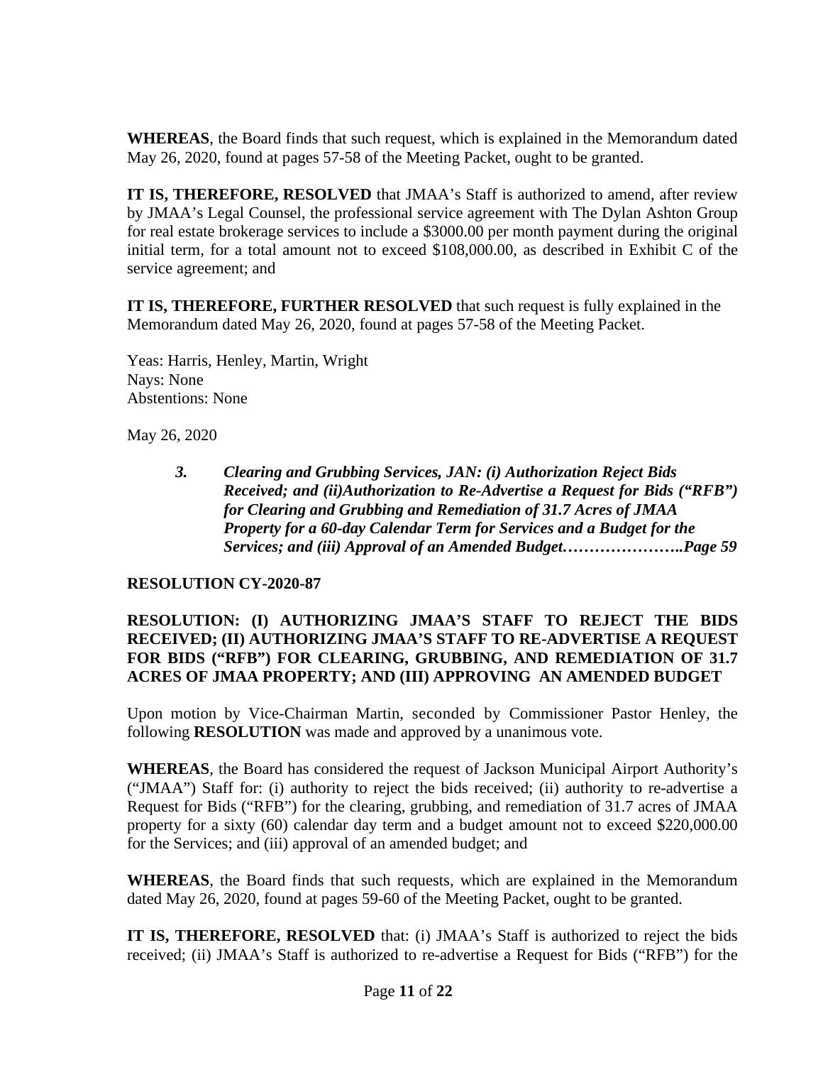**WHEREAS**, the Board finds that such request, which is explained in the Memorandum dated May 26, 2020, found at pages 57-58 of the Meeting Packet, ought to be granted.

**IT IS, THEREFORE, RESOLVED** that JMAA's Staff is authorized to amend, after review by JMAA's Legal Counsel, the professional service agreement with The Dylan Ashton Group for real estate brokerage services to include a $3000.00 per month payment during the original initial term, for a total amount not to exceed $108,000.00, as described in Exhibit C of the service agreement; and

**IT IS, THEREFORE, FURTHER RESOLVED** that such request is fully explained in the Memorandum dated May 26, 2020, found at pages 57-58 of the Meeting Packet.

Yeas: Harris, Henley, Martin, Wright
Nays: None
Abstentions: None

May 26, 2020

> ***3. Clearing and Grubbing Services, JAN: (i) Authorization Reject Bids Received; and (ii)Authorization to Re-Advertise a Request for Bids ("RFB") for Clearing and Grubbing and Remediation of 31.7 Acres of JMAA Property for a 60-day Calendar Term for Services and a Budget for the Services; and (iii) Approval of an Amended Budget…………………..Page 59***

**RESOLUTION CY-2020-87**

**RESOLUTION: (I) AUTHORIZING JMAA'S STAFF TO REJECT THE BIDS RECEIVED; (II) AUTHORIZING JMAA'S STAFF TO RE-ADVERTISE A REQUEST FOR BIDS ("RFB") FOR CLEARING, GRUBBING, AND REMEDIATION OF 31.7 ACRES OF JMAA PROPERTY; AND (III) APPROVING AN AMENDED BUDGET**

Upon motion by Vice-Chairman Martin, seconded by Commissioner Pastor Henley, the following **RESOLUTION** was made and approved by a unanimous vote.

**WHEREAS**, the Board has considered the request of Jackson Municipal Airport Authority's ("JMAA") Staff for: (i) authority to reject the bids received; (ii) authority to re-advertise a Request for Bids ("RFB") for the clearing, grubbing, and remediation of 31.7 acres of JMAA property for a sixty (60) calendar day term and a budget amount not to exceed $220,000.00 for the Services; and (iii) approval of an amended budget; and

**WHEREAS**, the Board finds that such requests, which are explained in the Memorandum dated May 26, 2020, found at pages 59-60 of the Meeting Packet, ought to be granted.

**IT IS, THEREFORE, RESOLVED** that: (i) JMAA's Staff is authorized to reject the bids received; (ii) JMAA's Staff is authorized to re-advertise a Request for Bids ("RFB") for the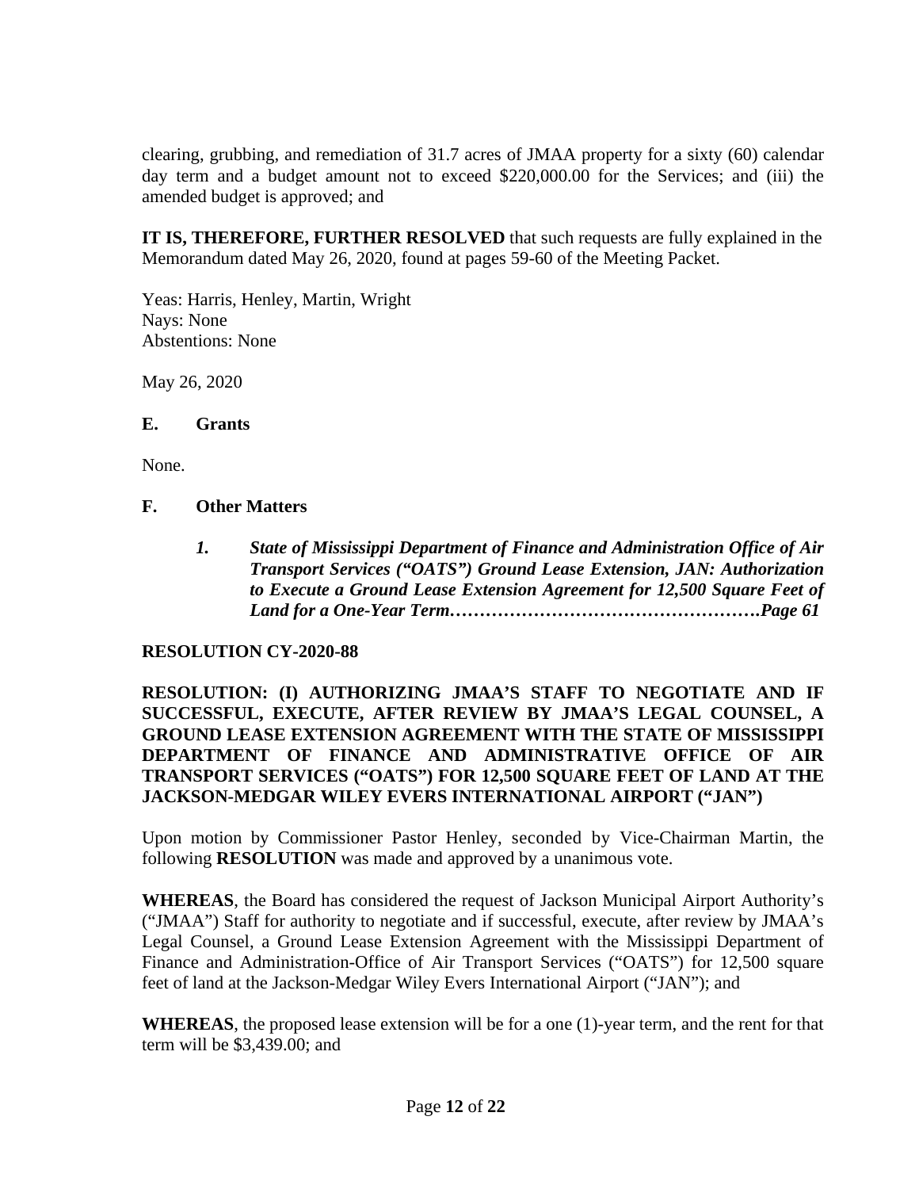clearing, grubbing, and remediation of 31.7 acres of JMAA property for a sixty (60) calendar day term and a budget amount not to exceed $220,000.00 for the Services; and (iii) the amended budget is approved; and

**IT IS, THEREFORE, FURTHER RESOLVED** that such requests are fully explained in the Memorandum dated May 26, 2020, found at pages 59-60 of the Meeting Packet.

Yeas: Harris, Henley, Martin, Wright
Nays: None
Abstentions: None

May 26, 2020

### E. Grants

None.

### F. Other Matters

1. ***State of Mississippi Department of Finance and Administration Office of Air Transport Services ("OATS") Ground Lease Extension, JAN: Authorization to Execute a Ground Lease Extension Agreement for 12,500 Square Feet of Land for a One-Year Term……………………………………………Page 61***

**RESOLUTION CY-2020-88**

**RESOLUTION: (I) AUTHORIZING JMAA'S STAFF TO NEGOTIATE AND IF SUCCESSFUL, EXECUTE, AFTER REVIEW BY JMAA'S LEGAL COUNSEL, A GROUND LEASE EXTENSION AGREEMENT WITH THE STATE OF MISSISSIPPI DEPARTMENT OF FINANCE AND ADMINISTRATIVE OFFICE OF AIR TRANSPORT SERVICES ("OATS") FOR 12,500 SQUARE FEET OF LAND AT THE JACKSON-MEDGAR WILEY EVERS INTERNATIONAL AIRPORT ("JAN")**

Upon motion by Commissioner Pastor Henley, seconded by Vice-Chairman Martin, the following **RESOLUTION** was made and approved by a unanimous vote.

**WHEREAS**, the Board has considered the request of Jackson Municipal Airport Authority's ("JMAA") Staff for authority to negotiate and if successful, execute, after review by JMAA's Legal Counsel, a Ground Lease Extension Agreement with the Mississippi Department of Finance and Administration-Office of Air Transport Services ("OATS") for 12,500 square feet of land at the Jackson-Medgar Wiley Evers International Airport ("JAN"); and

**WHEREAS**, the proposed lease extension will be for a one (1)-year term, and the rent for that term will be $3,439.00; and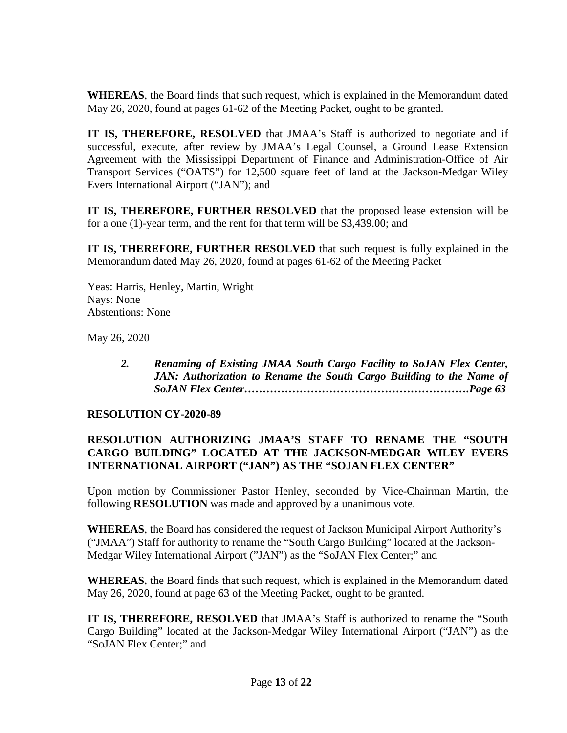**WHEREAS**, the Board finds that such request, which is explained in the Memorandum dated May 26, 2020, found at pages 61-62 of the Meeting Packet, ought to be granted.

**IT IS, THEREFORE, RESOLVED** that JMAA's Staff is authorized to negotiate and if successful, execute, after review by JMAA's Legal Counsel, a Ground Lease Extension Agreement with the Mississippi Department of Finance and Administration-Office of Air Transport Services ("OATS") for 12,500 square feet of land at the Jackson-Medgar Wiley Evers International Airport ("JAN"); and

**IT IS, THEREFORE, FURTHER RESOLVED** that the proposed lease extension will be for a one (1)-year term, and the rent for that term will be $3,439.00; and

**IT IS, THEREFORE, FURTHER RESOLVED** that such request is fully explained in the Memorandum dated May 26, 2020, found at pages 61-62 of the Meeting Packet

Yeas: Harris, Henley, Martin, Wright
Nays: None
Abstentions: None

May 26, 2020

> ***2. Renaming of Existing JMAA South Cargo Facility to SoJAN Flex Center, JAN: Authorization to Rename the South Cargo Building to the Name of SoJAN Flex Center……………………………………………………Page 63***

**RESOLUTION CY-2020-89**

**RESOLUTION AUTHORIZING JMAA'S STAFF TO RENAME THE "SOUTH CARGO BUILDING" LOCATED AT THE JACKSON-MEDGAR WILEY EVERS INTERNATIONAL AIRPORT ("JAN") AS THE "SOJAN FLEX CENTER"**

Upon motion by Commissioner Pastor Henley, seconded by Vice-Chairman Martin, the following **RESOLUTION** was made and approved by a unanimous vote.

**WHEREAS**, the Board has considered the request of Jackson Municipal Airport Authority's ("JMAA") Staff for authority to rename the "South Cargo Building" located at the Jackson-Medgar Wiley International Airport ("JAN") as the "SoJAN Flex Center;" and

**WHEREAS**, the Board finds that such request, which is explained in the Memorandum dated May 26, 2020, found at page 63 of the Meeting Packet, ought to be granted.

**IT IS, THEREFORE, RESOLVED** that JMAA's Staff is authorized to rename the "South Cargo Building" located at the Jackson-Medgar Wiley International Airport ("JAN") as the "SoJAN Flex Center;" and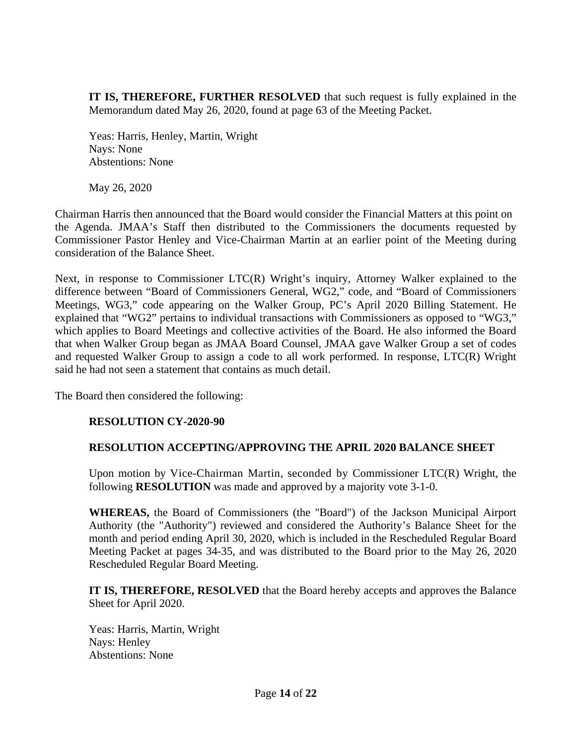**IT IS, THEREFORE, FURTHER RESOLVED** that such request is fully explained in the Memorandum dated May 26, 2020, found at page 63 of the Meeting Packet.

Yeas: Harris, Henley, Martin, Wright
Nays: None
Abstentions: None

May 26, 2020

Chairman Harris then announced that the Board would consider the Financial Matters at this point on the Agenda. JMAA's Staff then distributed to the Commissioners the documents requested by Commissioner Pastor Henley and Vice-Chairman Martin at an earlier point of the Meeting during consideration of the Balance Sheet.

Next, in response to Commissioner LTC(R) Wright's inquiry, Attorney Walker explained to the difference between "Board of Commissioners General, WG2," code, and "Board of Commissioners Meetings, WG3," code appearing on the Walker Group, PC's April 2020 Billing Statement. He explained that "WG2" pertains to individual transactions with Commissioners as opposed to "WG3," which applies to Board Meetings and collective activities of the Board. He also informed the Board that when Walker Group began as JMAA Board Counsel, JMAA gave Walker Group a set of codes and requested Walker Group to assign a code to all work performed. In response, LTC(R) Wright said he had not seen a statement that contains as much detail.

The Board then considered the following:

**RESOLUTION CY-2020-90**

**RESOLUTION ACCEPTING/APPROVING THE APRIL 2020 BALANCE SHEET**

Upon motion by Vice-Chairman Martin, seconded by Commissioner LTC(R) Wright, the following **RESOLUTION** was made and approved by a majority vote 3-1-0.

**WHEREAS,** the Board of Commissioners (the "Board") of the Jackson Municipal Airport Authority (the "Authority") reviewed and considered the Authority's Balance Sheet for the month and period ending April 30, 2020, which is included in the Rescheduled Regular Board Meeting Packet at pages 34-35, and was distributed to the Board prior to the May 26, 2020 Rescheduled Regular Board Meeting.

**IT IS, THEREFORE, RESOLVED** that the Board hereby accepts and approves the Balance Sheet for April 2020.

Yeas: Harris, Martin, Wright
Nays: Henley
Abstentions: None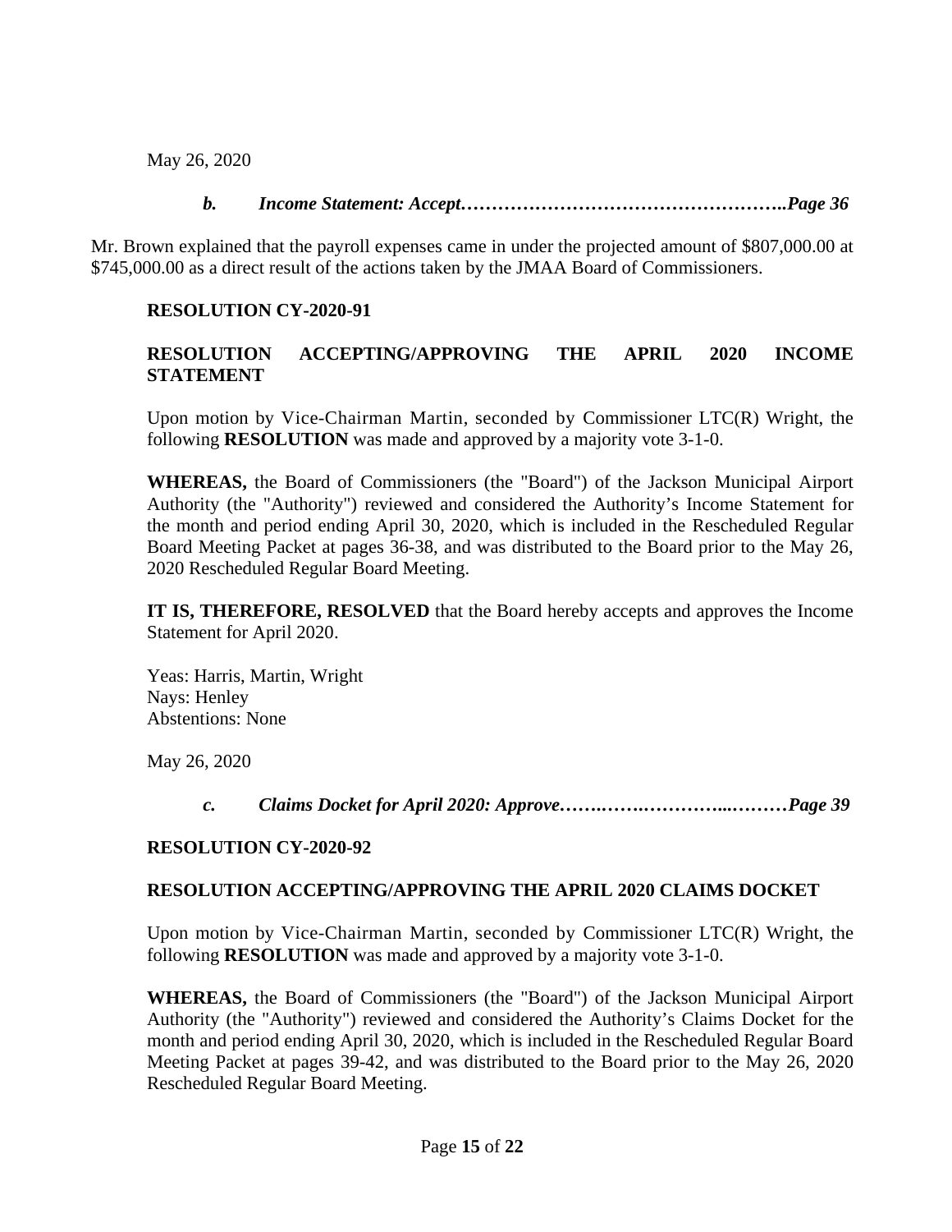May 26, 2020

***b. Income Statement: Accept……………………………………………..Page 36***

Mr. Brown explained that the payroll expenses came in under the projected amount of $807,000.00 at $745,000.00 as a direct result of the actions taken by the JMAA Board of Commissioners.

**RESOLUTION CY-2020-91**

**RESOLUTION ACCEPTING/APPROVING THE APRIL 2020 INCOME STATEMENT**

Upon motion by Vice-Chairman Martin, seconded by Commissioner LTC(R) Wright, the following **RESOLUTION** was made and approved by a majority vote 3-1-0.

**WHEREAS,** the Board of Commissioners (the "Board") of the Jackson Municipal Airport Authority (the "Authority") reviewed and considered the Authority's Income Statement for the month and period ending April 30, 2020, which is included in the Rescheduled Regular Board Meeting Packet at pages 36-38, and was distributed to the Board prior to the May 26, 2020 Rescheduled Regular Board Meeting.

**IT IS, THEREFORE, RESOLVED** that the Board hereby accepts and approves the Income Statement for April 2020.

Yeas: Harris, Martin, Wright
Nays: Henley
Abstentions: None

May 26, 2020

***c. Claims Docket for April 2020: Approve……..…….…………...………Page 39***

**RESOLUTION CY-2020-92**

**RESOLUTION ACCEPTING/APPROVING THE APRIL 2020 CLAIMS DOCKET**

Upon motion by Vice-Chairman Martin, seconded by Commissioner LTC(R) Wright, the following **RESOLUTION** was made and approved by a majority vote 3-1-0.

**WHEREAS,** the Board of Commissioners (the "Board") of the Jackson Municipal Airport Authority (the "Authority") reviewed and considered the Authority's Claims Docket for the month and period ending April 30, 2020, which is included in the Rescheduled Regular Board Meeting Packet at pages 39-42, and was distributed to the Board prior to the May 26, 2020 Rescheduled Regular Board Meeting.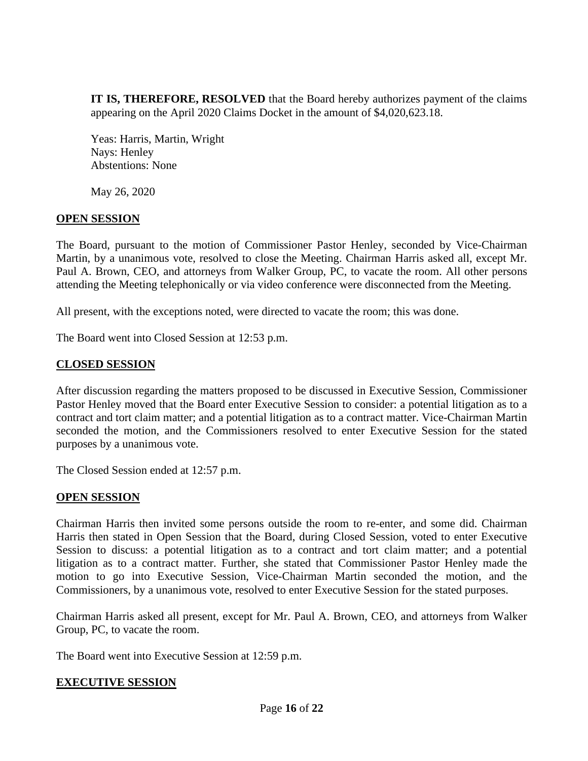**IT IS, THEREFORE, RESOLVED** that the Board hereby authorizes payment of the claims appearing on the April 2020 Claims Docket in the amount of $4,020,623.18.

Yeas: Harris, Martin, Wright
Nays: Henley
Abstentions: None

May 26, 2020

## OPEN SESSION

The Board, pursuant to the motion of Commissioner Pastor Henley, seconded by Vice-Chairman Martin, by a unanimous vote, resolved to close the Meeting. Chairman Harris asked all, except Mr. Paul A. Brown, CEO, and attorneys from Walker Group, PC, to vacate the room. All other persons attending the Meeting telephonically or via video conference were disconnected from the Meeting.

All present, with the exceptions noted, were directed to vacate the room; this was done.

The Board went into Closed Session at 12:53 p.m.

## CLOSED SESSION

After discussion regarding the matters proposed to be discussed in Executive Session, Commissioner Pastor Henley moved that the Board enter Executive Session to consider: a potential litigation as to a contract and tort claim matter; and a potential litigation as to a contract matter. Vice-Chairman Martin seconded the motion, and the Commissioners resolved to enter Executive Session for the stated purposes by a unanimous vote.

The Closed Session ended at 12:57 p.m.

## OPEN SESSION

Chairman Harris then invited some persons outside the room to re-enter, and some did. Chairman Harris then stated in Open Session that the Board, during Closed Session, voted to enter Executive Session to discuss: a potential litigation as to a contract and tort claim matter; and a potential litigation as to a contract matter. Further, she stated that Commissioner Pastor Henley made the motion to go into Executive Session, Vice-Chairman Martin seconded the motion, and the Commissioners, by a unanimous vote, resolved to enter Executive Session for the stated purposes.

Chairman Harris asked all present, except for Mr. Paul A. Brown, CEO, and attorneys from Walker Group, PC, to vacate the room.

The Board went into Executive Session at 12:59 p.m.

## EXECUTIVE SESSION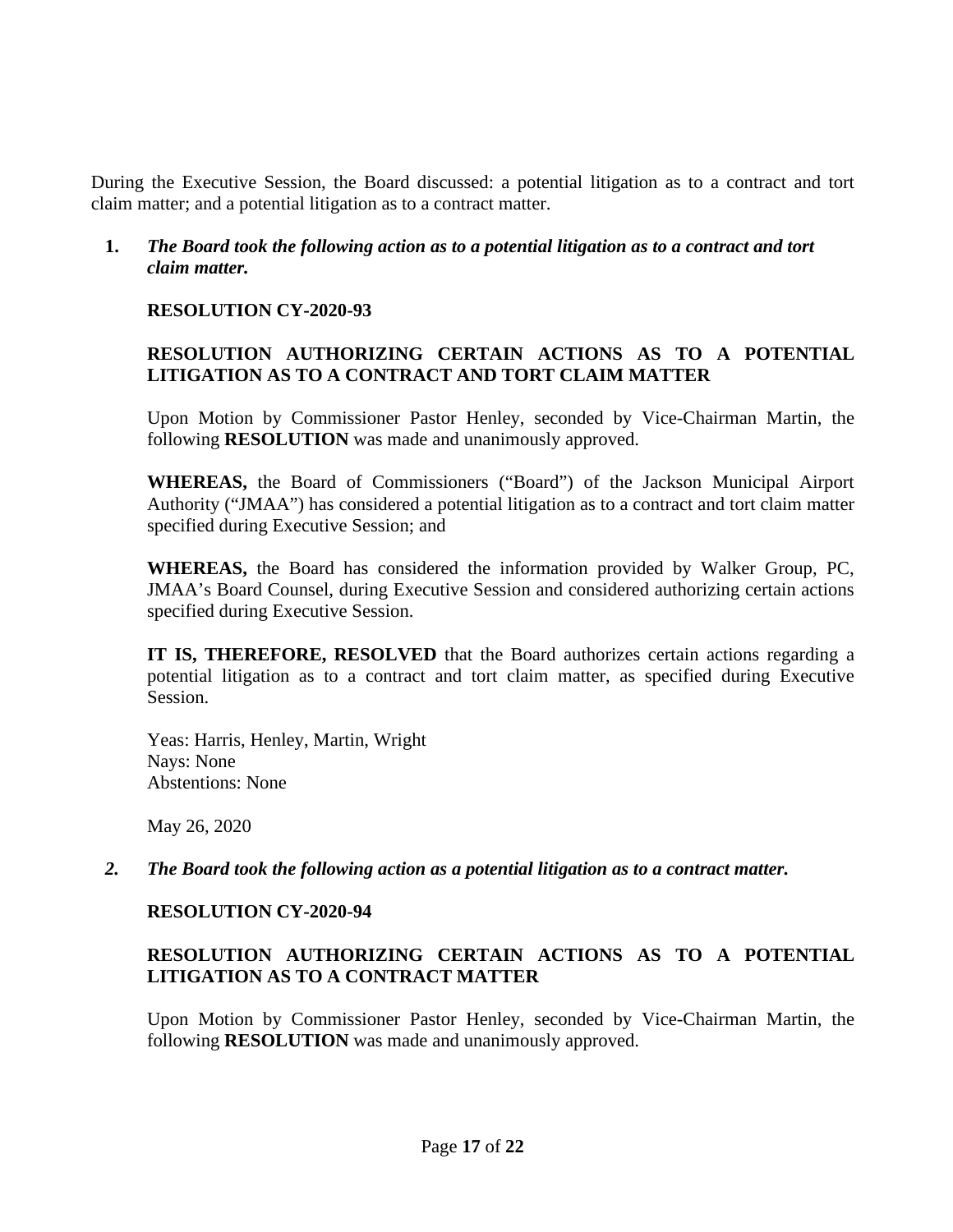During the Executive Session, the Board discussed: a potential litigation as to a contract and tort claim matter; and a potential litigation as to a contract matter.

1. ***The Board took the following action as to a potential litigation as to a contract and tort claim matter.***

   **RESOLUTION CY-2020-93**

   **RESOLUTION AUTHORIZING CERTAIN ACTIONS AS TO A POTENTIAL LITIGATION AS TO A CONTRACT AND TORT CLAIM MATTER**

   Upon Motion by Commissioner Pastor Henley, seconded by Vice-Chairman Martin, the following **RESOLUTION** was made and unanimously approved.

   **WHEREAS,** the Board of Commissioners ("Board") of the Jackson Municipal Airport Authority ("JMAA") has considered a potential litigation as to a contract and tort claim matter specified during Executive Session; and

   **WHEREAS,** the Board has considered the information provided by Walker Group, PC, JMAA's Board Counsel, during Executive Session and considered authorizing certain actions specified during Executive Session.

   **IT IS, THEREFORE, RESOLVED** that the Board authorizes certain actions regarding a potential litigation as to a contract and tort claim matter, as specified during Executive Session.

   Yeas: Harris, Henley, Martin, Wright
   Nays: None
   Abstentions: None

   May 26, 2020

2. ***The Board took the following action as a potential litigation as to a contract matter.***

   **RESOLUTION CY-2020-94**

   **RESOLUTION AUTHORIZING CERTAIN ACTIONS AS TO A POTENTIAL LITIGATION AS TO A CONTRACT MATTER**

   Upon Motion by Commissioner Pastor Henley, seconded by Vice-Chairman Martin, the following **RESOLUTION** was made and unanimously approved.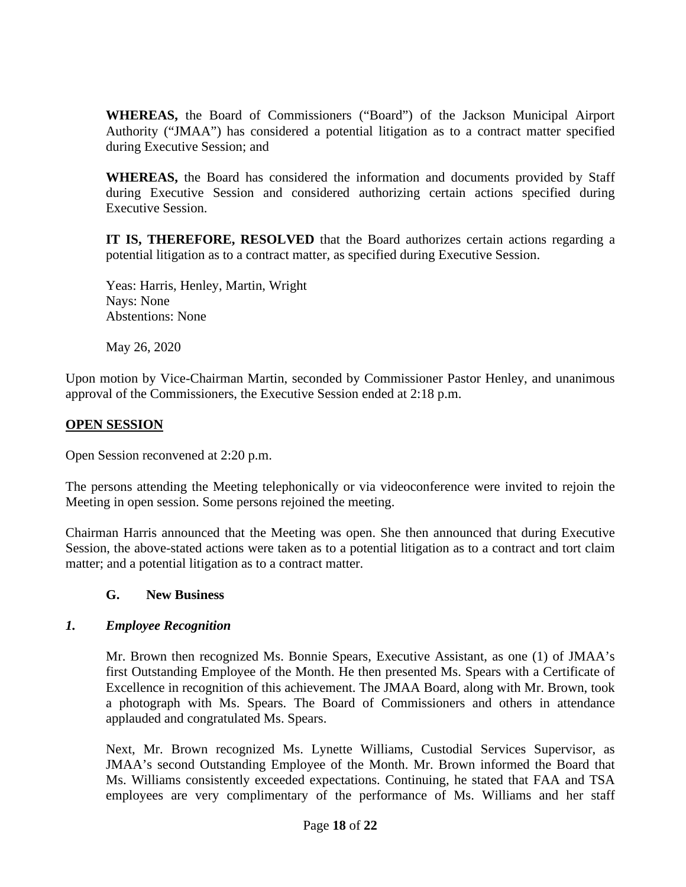**WHEREAS,** the Board of Commissioners ("Board") of the Jackson Municipal Airport Authority ("JMAA") has considered a potential litigation as to a contract matter specified during Executive Session; and

**WHEREAS,** the Board has considered the information and documents provided by Staff during Executive Session and considered authorizing certain actions specified during Executive Session.

**IT IS, THEREFORE, RESOLVED** that the Board authorizes certain actions regarding a potential litigation as to a contract matter, as specified during Executive Session.

Yeas: Harris, Henley, Martin, Wright
Nays: None
Abstentions: None

May 26, 2020

Upon motion by Vice-Chairman Martin, seconded by Commissioner Pastor Henley, and unanimous approval of the Commissioners, the Executive Session ended at 2:18 p.m.

**OPEN SESSION**

Open Session reconvened at 2:20 p.m.

The persons attending the Meeting telephonically or via videoconference were invited to rejoin the Meeting in open session. Some persons rejoined the meeting.

Chairman Harris announced that the Meeting was open. She then announced that during Executive Session, the above-stated actions were taken as to a potential litigation as to a contract and tort claim matter; and a potential litigation as to a contract matter.

### G. New Business

#### *1. Employee Recognition*

Mr. Brown then recognized Ms. Bonnie Spears, Executive Assistant, as one (1) of JMAA's first Outstanding Employee of the Month. He then presented Ms. Spears with a Certificate of Excellence in recognition of this achievement. The JMAA Board, along with Mr. Brown, took a photograph with Ms. Spears. The Board of Commissioners and others in attendance applauded and congratulated Ms. Spears.

Next, Mr. Brown recognized Ms. Lynette Williams, Custodial Services Supervisor, as JMAA's second Outstanding Employee of the Month. Mr. Brown informed the Board that Ms. Williams consistently exceeded expectations. Continuing, he stated that FAA and TSA employees are very complimentary of the performance of Ms. Williams and her staff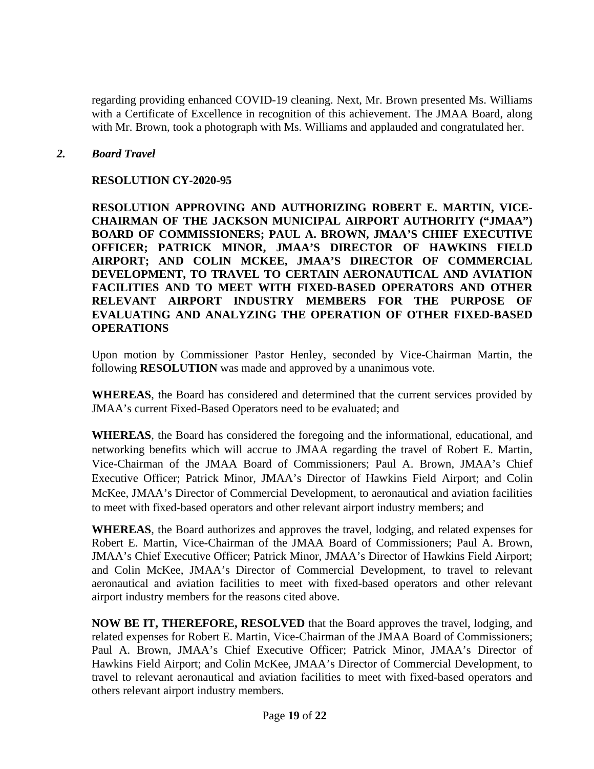regarding providing enhanced COVID-19 cleaning. Next, Mr. Brown presented Ms. Williams with a Certificate of Excellence in recognition of this achievement. The JMAA Board, along with Mr. Brown, took a photograph with Ms. Williams and applauded and congratulated her.

### *2. Board Travel*

**RESOLUTION CY-2020-95**

**RESOLUTION APPROVING AND AUTHORIZING ROBERT E. MARTIN, VICE-CHAIRMAN OF THE JACKSON MUNICIPAL AIRPORT AUTHORITY ("JMAA") BOARD OF COMMISSIONERS; PAUL A. BROWN, JMAA'S CHIEF EXECUTIVE OFFICER; PATRICK MINOR, JMAA'S DIRECTOR OF HAWKINS FIELD AIRPORT; AND COLIN MCKEE, JMAA'S DIRECTOR OF COMMERCIAL DEVELOPMENT, TO TRAVEL TO CERTAIN AERONAUTICAL AND AVIATION FACILITIES AND TO MEET WITH FIXED-BASED OPERATORS AND OTHER RELEVANT AIRPORT INDUSTRY MEMBERS FOR THE PURPOSE OF EVALUATING AND ANALYZING THE OPERATION OF OTHER FIXED-BASED OPERATIONS**

Upon motion by Commissioner Pastor Henley, seconded by Vice-Chairman Martin, the following **RESOLUTION** was made and approved by a unanimous vote.

**WHEREAS**, the Board has considered and determined that the current services provided by JMAA's current Fixed-Based Operators need to be evaluated; and

**WHEREAS**, the Board has considered the foregoing and the informational, educational, and networking benefits which will accrue to JMAA regarding the travel of Robert E. Martin, Vice-Chairman of the JMAA Board of Commissioners; Paul A. Brown, JMAA's Chief Executive Officer; Patrick Minor, JMAA's Director of Hawkins Field Airport; and Colin McKee, JMAA's Director of Commercial Development, to aeronautical and aviation facilities to meet with fixed-based operators and other relevant airport industry members; and

**WHEREAS**, the Board authorizes and approves the travel, lodging, and related expenses for Robert E. Martin, Vice-Chairman of the JMAA Board of Commissioners; Paul A. Brown, JMAA's Chief Executive Officer; Patrick Minor, JMAA's Director of Hawkins Field Airport; and Colin McKee, JMAA's Director of Commercial Development, to travel to relevant aeronautical and aviation facilities to meet with fixed-based operators and other relevant airport industry members for the reasons cited above.

**NOW BE IT, THEREFORE, RESOLVED** that the Board approves the travel, lodging, and related expenses for Robert E. Martin, Vice-Chairman of the JMAA Board of Commissioners; Paul A. Brown, JMAA's Chief Executive Officer; Patrick Minor, JMAA's Director of Hawkins Field Airport; and Colin McKee, JMAA's Director of Commercial Development, to travel to relevant aeronautical and aviation facilities to meet with fixed-based operators and others relevant airport industry members.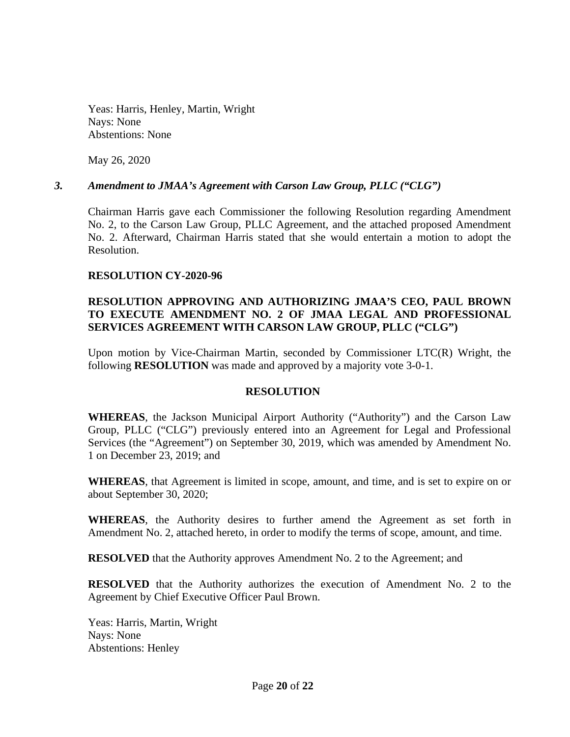Yeas: Harris, Henley, Martin, Wright
Nays: None
Abstentions: None

May 26, 2020

### *3. Amendment to JMAA's Agreement with Carson Law Group, PLLC ("CLG")*

Chairman Harris gave each Commissioner the following Resolution regarding Amendment No. 2, to the Carson Law Group, PLLC Agreement, and the attached proposed Amendment No. 2. Afterward, Chairman Harris stated that she would entertain a motion to adopt the Resolution.

**RESOLUTION CY-2020-96**

**RESOLUTION APPROVING AND AUTHORIZING JMAA'S CEO, PAUL BROWN TO EXECUTE AMENDMENT NO. 2 OF JMAA LEGAL AND PROFESSIONAL SERVICES AGREEMENT WITH CARSON LAW GROUP, PLLC ("CLG")**

Upon motion by Vice-Chairman Martin, seconded by Commissioner LTC(R) Wright, the following **RESOLUTION** was made and approved by a majority vote 3-0-1.

**RESOLUTION**

**WHEREAS**, the Jackson Municipal Airport Authority ("Authority") and the Carson Law Group, PLLC ("CLG") previously entered into an Agreement for Legal and Professional Services (the "Agreement") on September 30, 2019, which was amended by Amendment No. 1 on December 23, 2019; and

**WHEREAS**, that Agreement is limited in scope, amount, and time, and is set to expire on or about September 30, 2020;

**WHEREAS**, the Authority desires to further amend the Agreement as set forth in Amendment No. 2, attached hereto, in order to modify the terms of scope, amount, and time.

**RESOLVED** that the Authority approves Amendment No. 2 to the Agreement; and

**RESOLVED** that the Authority authorizes the execution of Amendment No. 2 to the Agreement by Chief Executive Officer Paul Brown.

Yeas: Harris, Martin, Wright
Nays: None
Abstentions: Henley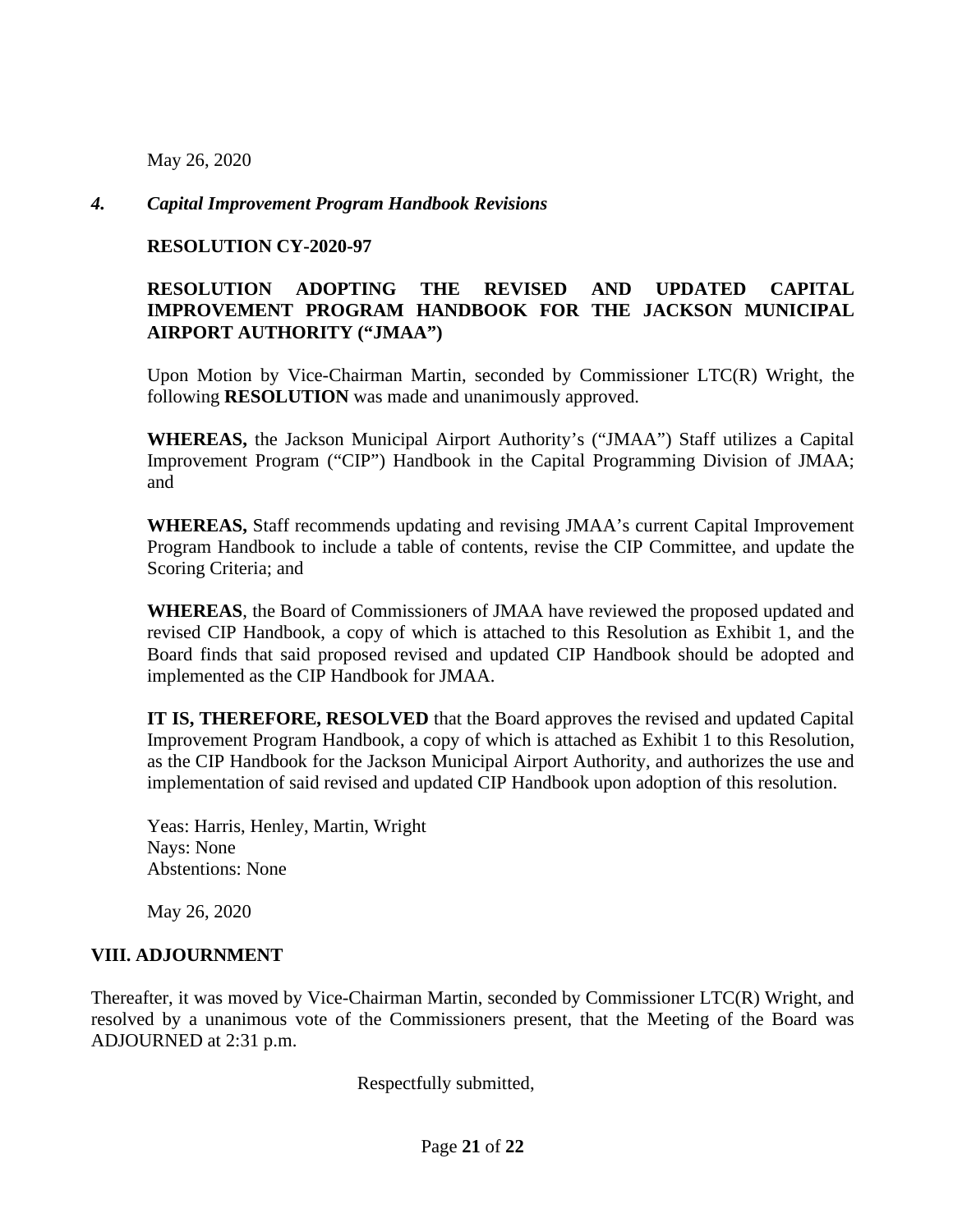May 26, 2020

### *4. Capital Improvement Program Handbook Revisions*

**RESOLUTION CY-2020-97**

**RESOLUTION ADOPTING THE REVISED AND UPDATED CAPITAL IMPROVEMENT PROGRAM HANDBOOK FOR THE JACKSON MUNICIPAL AIRPORT AUTHORITY ("JMAA")**

Upon Motion by Vice-Chairman Martin, seconded by Commissioner LTC(R) Wright, the following **RESOLUTION** was made and unanimously approved.

**WHEREAS,** the Jackson Municipal Airport Authority's ("JMAA") Staff utilizes a Capital Improvement Program ("CIP") Handbook in the Capital Programming Division of JMAA; and

**WHEREAS,** Staff recommends updating and revising JMAA's current Capital Improvement Program Handbook to include a table of contents, revise the CIP Committee, and update the Scoring Criteria; and

**WHEREAS**, the Board of Commissioners of JMAA have reviewed the proposed updated and revised CIP Handbook, a copy of which is attached to this Resolution as Exhibit 1, and the Board finds that said proposed revised and updated CIP Handbook should be adopted and implemented as the CIP Handbook for JMAA.

**IT IS, THEREFORE, RESOLVED** that the Board approves the revised and updated Capital Improvement Program Handbook, a copy of which is attached as Exhibit 1 to this Resolution, as the CIP Handbook for the Jackson Municipal Airport Authority, and authorizes the use and implementation of said revised and updated CIP Handbook upon adoption of this resolution.

Yeas: Harris, Henley, Martin, Wright
Nays: None
Abstentions: None

May 26, 2020

## VIII. ADJOURNMENT

Thereafter, it was moved by Vice-Chairman Martin, seconded by Commissioner LTC(R) Wright, and resolved by a unanimous vote of the Commissioners present, that the Meeting of the Board was ADJOURNED at 2:31 p.m.

Respectfully submitted,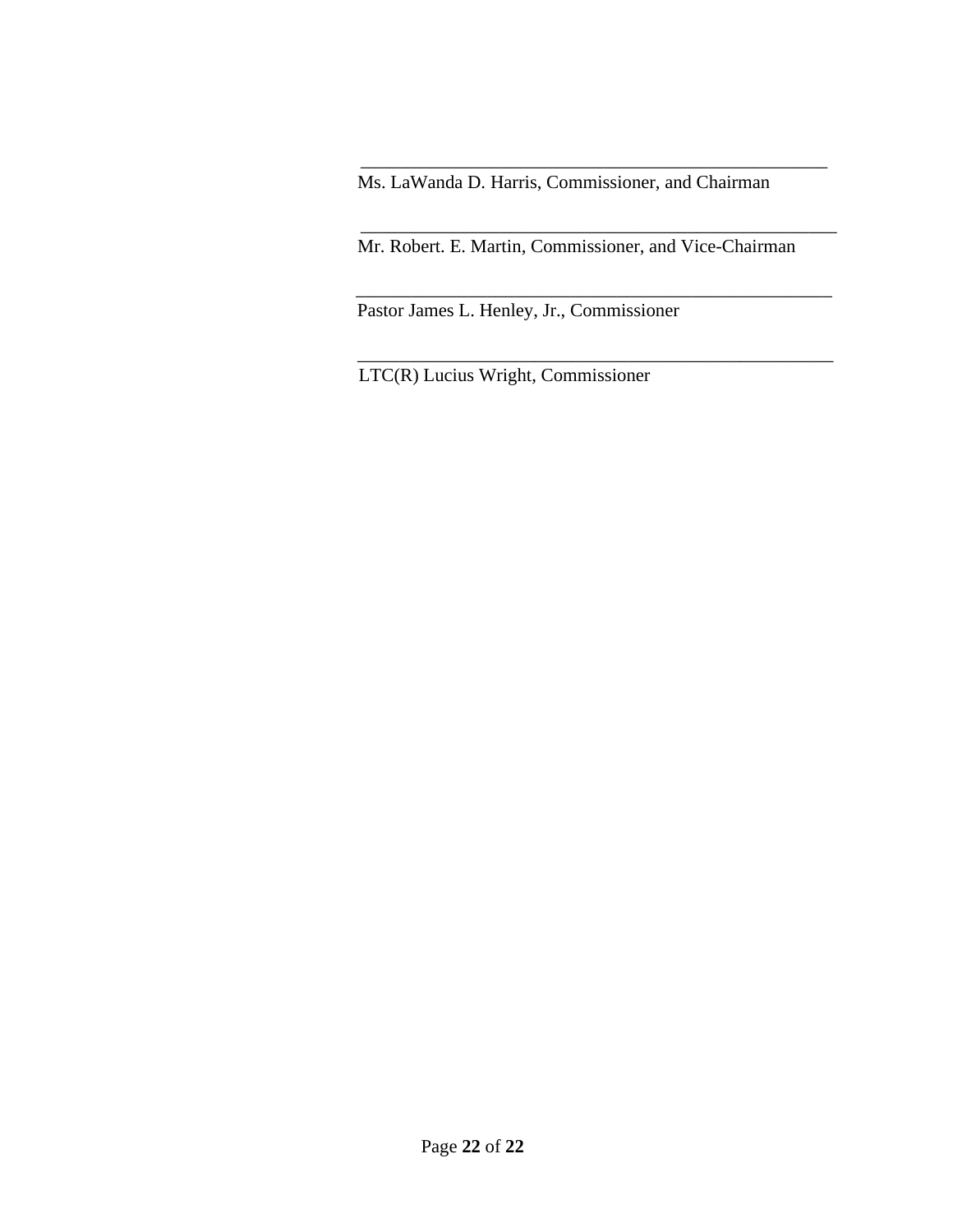\_\_\_\_\_\_\_\_\_\_\_\_\_\_\_\_\_\_\_\_\_\_\_\_\_\_\_\_\_\_\_\_\_\_\_\_\_\_\_\_\_\_\_\_\_\_\_\_

Ms. LaWanda D. Harris, Commissioner, and Chairman

\_\_\_\_\_\_\_\_\_\_\_\_\_\_\_\_\_\_\_\_\_\_\_\_\_\_\_\_\_\_\_\_\_\_\_\_\_\_\_\_\_\_\_\_\_\_\_\_

Mr. Robert. E. Martin, Commissioner, and Vice-Chairman

\_\_\_\_\_\_\_\_\_\_\_\_\_\_\_\_\_\_\_\_\_\_\_\_\_\_\_\_\_\_\_\_\_\_\_\_\_\_\_\_\_\_\_\_\_\_\_\_

Pastor James L. Henley, Jr., Commissioner

\_\_\_\_\_\_\_\_\_\_\_\_\_\_\_\_\_\_\_\_\_\_\_\_\_\_\_\_\_\_\_\_\_\_\_\_\_\_\_\_\_\_\_\_\_\_\_\_

LTC(R) Lucius Wright, Commissioner